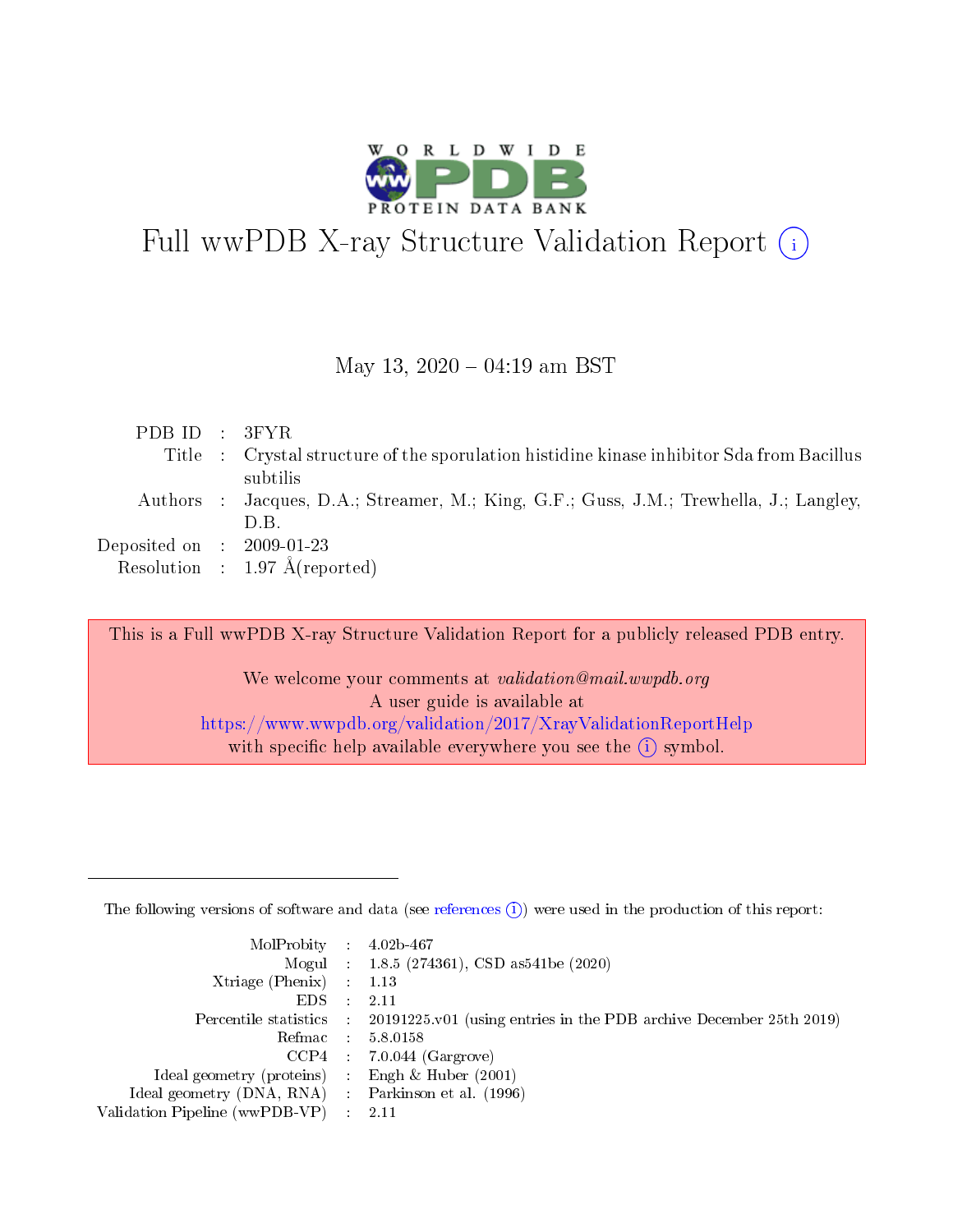# Full wwPDB X-ray Structure Validation Report (i)

May 13, 2020 – 04:19 am BST

| | | |
|---|---|---|
| PDB ID | : | 3FYR |
| Title | : | Crystal structure of the sporulation histidine kinase inhibitor Sda from Bacillus subtilis |
| Authors | : | Jacques, D.A.; Streamer, M.; King, G.F.; Guss, J.M.; Trewhella, J.; Langley, D.B. |
| Deposited on | : | 2009-01-23 |
| Resolution | : | 1.97 Å(reported) |

This is a Full wwPDB X-ray Structure Validation Report for a publicly released PDB entry.

We welcome your comments at *validation@mail.wwpdb.org*
A user guide is available at
https://www.wwpdb.org/validation/2017/XrayValidationReportHelp
with specific help available everywhere you see the (i) symbol.

---

The following versions of software and data (see references (i)) were used in the production of this report:

| | | |
|---|---|---|
| MolProbity | : | 4.02b-467 |
| Mogul | : | 1.8.5 (274361), CSD as541be (2020) |
| Xtriage (Phenix) | : | 1.13 |
| EDS | : | 2.11 |
| Percentile statistics | : | 20191225.v01 (using entries in the PDB archive December 25th 2019) |
| Refmac | : | 5.8.0158 |
| CCP4 | : | 7.0.044 (Gargrove) |
| Ideal geometry (proteins) | : | Engh & Huber (2001) |
| Ideal geometry (DNA, RNA) | : | Parkinson et al. (1996) |
| Validation Pipeline (wwPDB-VP) | : | 2.11 |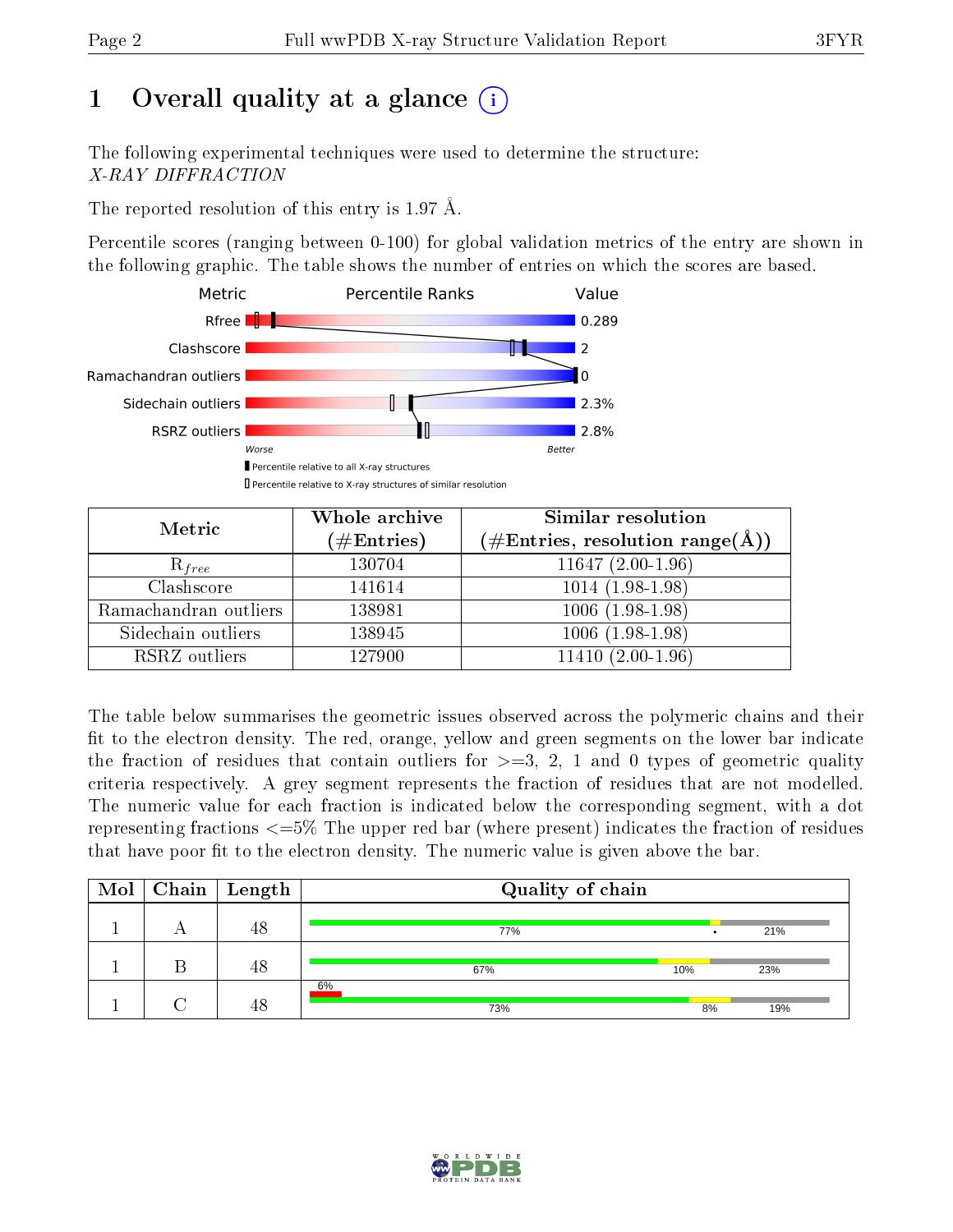# 1 Overall quality at a glance

The following experimental techniques were used to determine the structure:
*X-RAY DIFFRACTION*

The reported resolution of this entry is 1.97 Å.

Percentile scores (ranging between 0-100) for global validation metrics of the entry are shown in the following graphic. The table shows the number of entries on which the scores are based.

| Metric | Value |
|---|---|
| Rfree | 0.289 |
| Clashscore | 2 |
| Ramachandran outliers | 0 |
| Sidechain outliers | 2.3% |
| RSRZ outliers | 2.8% |

| Metric | Whole archive (#Entries) | Similar resolution (#Entries, resolution range(Å)) |
|---|---|---|
| $R_{free}$ | 130704 | 11647 (2.00-1.96) |
| Clashscore | 141614 | 1014 (1.98-1.98) |
| Ramachandran outliers | 138981 | 1006 (1.98-1.98) |
| Sidechain outliers | 138945 | 1006 (1.98-1.98) |
| RSRZ outliers | 127900 | 11410 (2.00-1.96) |

The table below summarises the geometric issues observed across the polymeric chains and their fit to the electron density. The red, orange, yellow and green segments on the lower bar indicate the fraction of residues that contain outliers for >=3, 2, 1 and 0 types of geometric quality criteria respectively. A grey segment represents the fraction of residues that are not modelled. The numeric value for each fraction is indicated below the corresponding segment, with a dot representing fractions <=5% The upper red bar (where present) indicates the fraction of residues that have poor fit to the electron density. The numeric value is given above the bar.

| Mol | Chain | Length | Quality of chain |
|---|---|---|---|
| 1 | A | 48 | 77% • 21% |
| 1 | B | 48 | 67% 10% 23% |
| 1 | C | 48 | 6% / 73% 8% 19% |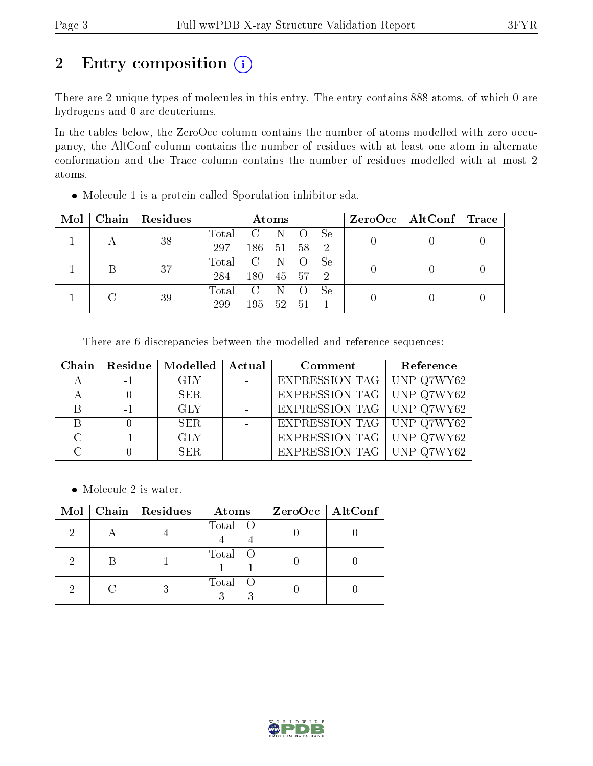# 2 Entry composition (i)

There are 2 unique types of molecules in this entry. The entry contains 888 atoms, of which 0 are hydrogens and 0 are deuteriums.

In the tables below, the ZeroOcc column contains the number of atoms modelled with zero occupancy, the AltConf column contains the number of residues with at least one atom in alternate conformation and the Trace column contains the number of residues modelled with at most 2 atoms.

- Molecule 1 is a protein called Sporulation inhibitor sda.

| Mol | Chain | Residues | Atoms | | | | | ZeroOcc | AltConf | Trace |
|---|---|---|---|---|---|---|---|---|---|---|
| 1 | A | 38 | Total 297 | C 186 | N 51 | O 58 | Se 2 | 0 | 0 | 0 |
| 1 | B | 37 | Total 284 | C 180 | N 45 | O 57 | Se 2 | 0 | 0 | 0 |
| 1 | C | 39 | Total 299 | C 195 | N 52 | O 51 | Se 1 | 0 | 0 | 0 |

There are 6 discrepancies between the modelled and reference sequences:

| Chain | Residue | Modelled | Actual | Comment | Reference |
|---|---|---|---|---|---|
| A | -1 | GLY | - | EXPRESSION TAG | UNP Q7WY62 |
| A | 0 | SER | - | EXPRESSION TAG | UNP Q7WY62 |
| B | -1 | GLY | - | EXPRESSION TAG | UNP Q7WY62 |
| B | 0 | SER | - | EXPRESSION TAG | UNP Q7WY62 |
| C | -1 | GLY | - | EXPRESSION TAG | UNP Q7WY62 |
| C | 0 | SER | - | EXPRESSION TAG | UNP Q7WY62 |

- Molecule 2 is water.

| Mol | Chain | Residues | Atoms | | ZeroOcc | AltConf |
|---|---|---|---|---|---|---|
| 2 | A | 4 | Total 4 | O 4 | 0 | 0 |
| 2 | B | 1 | Total 1 | O 1 | 0 | 0 |
| 2 | C | 3 | Total 3 | O 3 | 0 | 0 |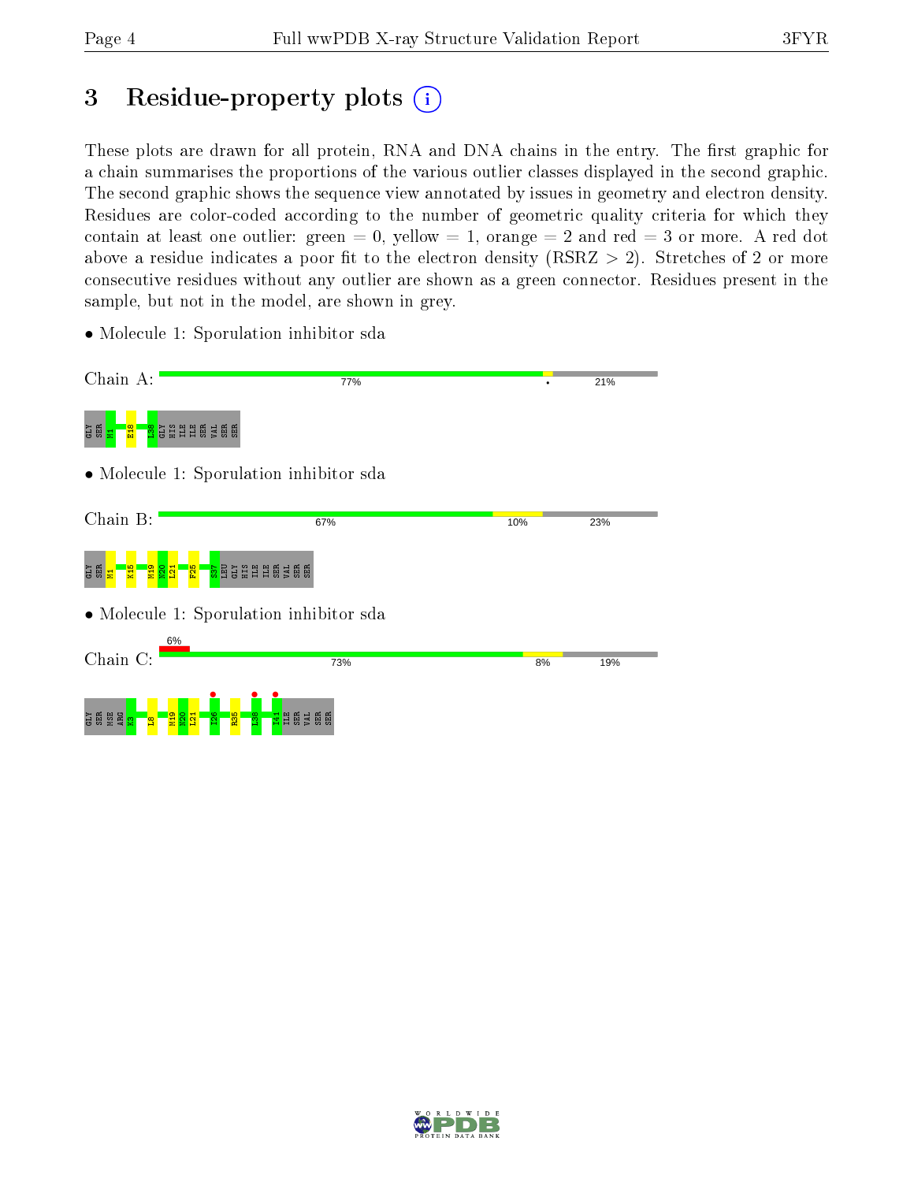# 3 Residue-property plots (i)

These plots are drawn for all protein, RNA and DNA chains in the entry. The first graphic for a chain summarises the proportions of the various outlier classes displayed in the second graphic. The second graphic shows the sequence view annotated by issues in geometry and electron density. Residues are color-coded according to the number of geometric quality criteria for which they contain at least one outlier: green = 0, yellow = 1, orange = 2 and red = 3 or more. A red dot above a residue indicates a poor fit to the electron density (RSRZ > 2). Stretches of 2 or more consecutive residues without any outlier are shown as a green connector. Residues present in the sample, but not in the model, are shown in grey.

- Molecule 1: Sporulation inhibitor sda

Chain A: 77% • 21%

GLY SER M1 E18 I38 GLY HIS ILE ILE SER VAL SER SER

- Molecule 1: Sporulation inhibitor sda

Chain B: 67% 10% 23%

GLY SER M1 K15 M19 N20 L21 F25 S37 LEU GLY HIS ILE ILE SER VAL SER SER

- Molecule 1: Sporulation inhibitor sda

Chain C: 6% 73% 8% 19%

GLY SER MSE ARG K3 L8 M19 N20 L21 I26 R35 L38 I41 ILE SER VAL SER SER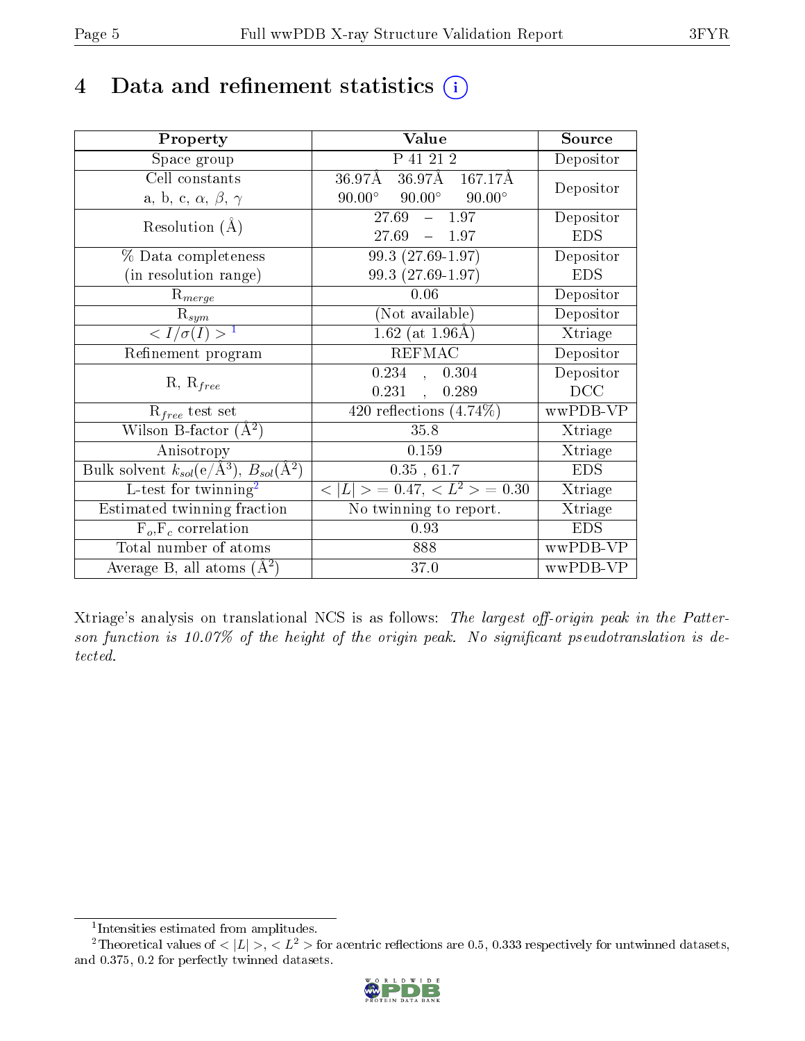# 4 Data and refinement statistics (i)

| Property | Value | Source |
|---|---|---|
| Space group | P 41 21 2 | Depositor |
| Cell constants<br>a, b, c, $\alpha$, $\beta$, $\gamma$ | 36.97Å 36.97Å 167.17Å<br>90.00° 90.00° 90.00° | Depositor |
| Resolution (Å) | 27.69 – 1.97<br>27.69 – 1.97 | Depositor<br>EDS |
| % Data completeness<br>(in resolution range) | 99.3 (27.69-1.97)<br>99.3 (27.69-1.97) | Depositor<br>EDS |
| $R_{merge}$ | 0.06 | Depositor |
| $R_{sym}$ | (Not available) | Depositor |
| $< I/\sigma(I) >$ [1] | 1.62 (at 1.96Å) | Xtriage |
| Refinement program | REFMAC | Depositor |
| R, $R_{free}$ | 0.234 , 0.304<br>0.231 , 0.289 | Depositor<br>DCC |
| $R_{free}$ test set | 420 reflections (4.74%) | wwPDB-VP |
| Wilson B-factor (Å$^2$) | 35.8 | Xtriage |
| Anisotropy | 0.159 | Xtriage |
| Bulk solvent $k_{sol}$(e/Å$^3$), $B_{sol}$(Å$^2$) | 0.35 , 61.7 | EDS |
| L-test for twinning[2] | $< \|L\| >$ = 0.47, $< L^2 >$ = 0.30 | Xtriage |
| Estimated twinning fraction | No twinning to report. | Xtriage |
| $F_o$,$F_c$ correlation | 0.93 | EDS |
| Total number of atoms | 888 | wwPDB-VP |
| Average B, all atoms (Å$^2$) | 37.0 | wwPDB-VP |

Xtriage's analysis on translational NCS is as follows: *The largest off-origin peak in the Patterson function is 10.07% of the height of the origin peak. No significant pseudotranslation is detected.*

[1] Intensities estimated from amplitudes.

[2] Theoretical values of $< |L| >$, $< L^2 >$ for acentric reflections are 0.5, 0.333 respectively for untwinned datasets, and 0.375, 0.2 for perfectly twinned datasets.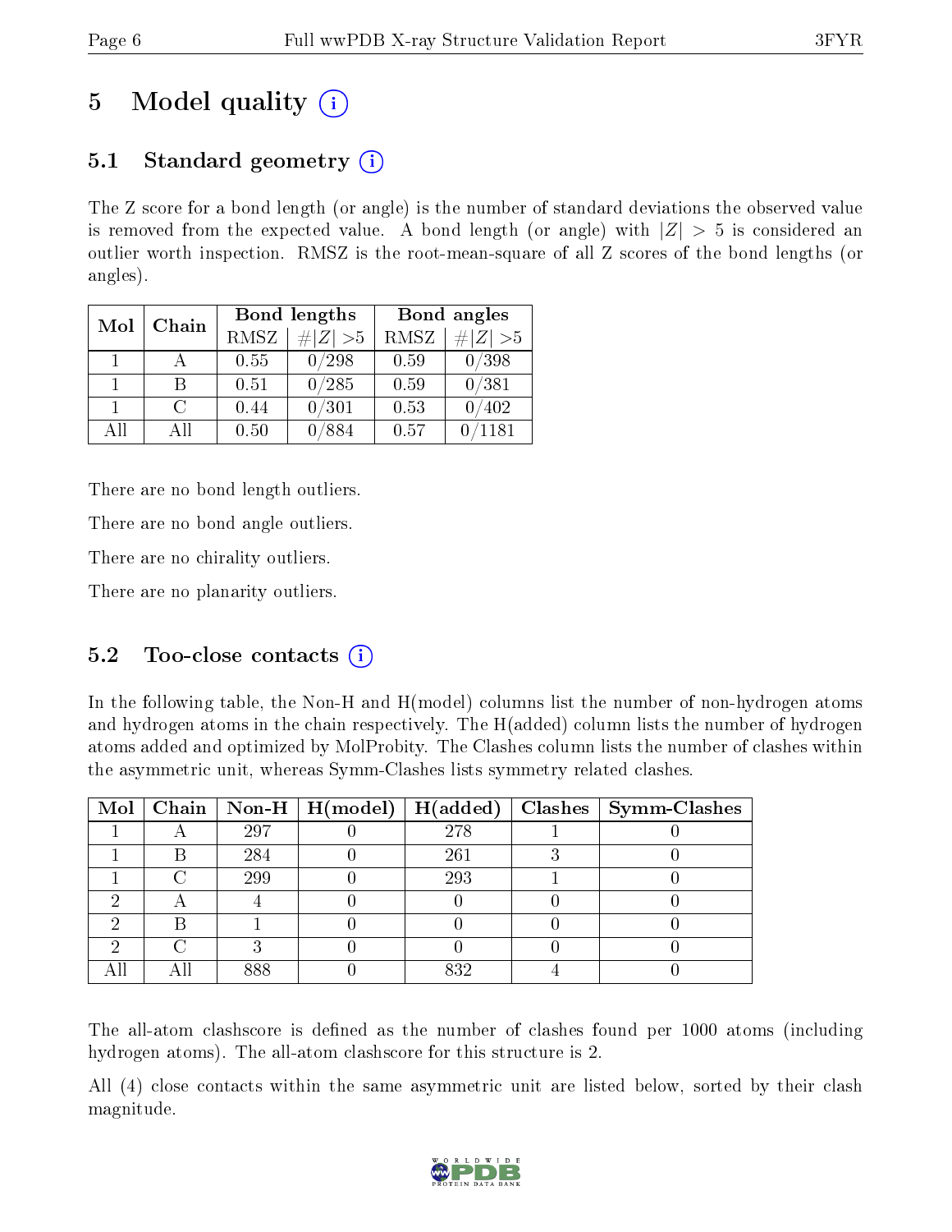# 5 Model quality (i)

## 5.1 Standard geometry (i)

The Z score for a bond length (or angle) is the number of standard deviations the observed value is removed from the expected value. A bond length (or angle) with $|Z| > 5$ is considered an outlier worth inspection. RMSZ is the root-mean-square of all Z scores of the bond lengths (or angles).

| Mol | Chain | Bond lengths | | Bond angles | |
|---|---|---|---|---|---|
| | | RMSZ | $\#\|Z\| > 5$ | RMSZ | $\#\|Z\| > 5$ |
| 1 | A | 0.55 | 0/298 | 0.59 | 0/398 |
| 1 | B | 0.51 | 0/285 | 0.59 | 0/381 |
| 1 | C | 0.44 | 0/301 | 0.53 | 0/402 |
| All | All | 0.50 | 0/884 | 0.57 | 0/1181 |

There are no bond length outliers.

There are no bond angle outliers.

There are no chirality outliers.

There are no planarity outliers.

## 5.2 Too-close contacts (i)

In the following table, the Non-H and H(model) columns list the number of non-hydrogen atoms and hydrogen atoms in the chain respectively. The H(added) column lists the number of hydrogen atoms added and optimized by MolProbity. The Clashes column lists the number of clashes within the asymmetric unit, whereas Symm-Clashes lists symmetry related clashes.

| Mol | Chain | Non-H | H(model) | H(added) | Clashes | Symm-Clashes |
|---|---|---|---|---|---|---|
| 1 | A | 297 | 0 | 278 | 1 | 0 |
| 1 | B | 284 | 0 | 261 | 3 | 0 |
| 1 | C | 299 | 0 | 293 | 1 | 0 |
| 2 | A | 4 | 0 | 0 | 0 | 0 |
| 2 | B | 1 | 0 | 0 | 0 | 0 |
| 2 | C | 3 | 0 | 0 | 0 | 0 |
| All | All | 888 | 0 | 832 | 4 | 0 |

The all-atom clashscore is defined as the number of clashes found per 1000 atoms (including hydrogen atoms). The all-atom clashscore for this structure is 2.

All (4) close contacts within the same asymmetric unit are listed below, sorted by their clash magnitude.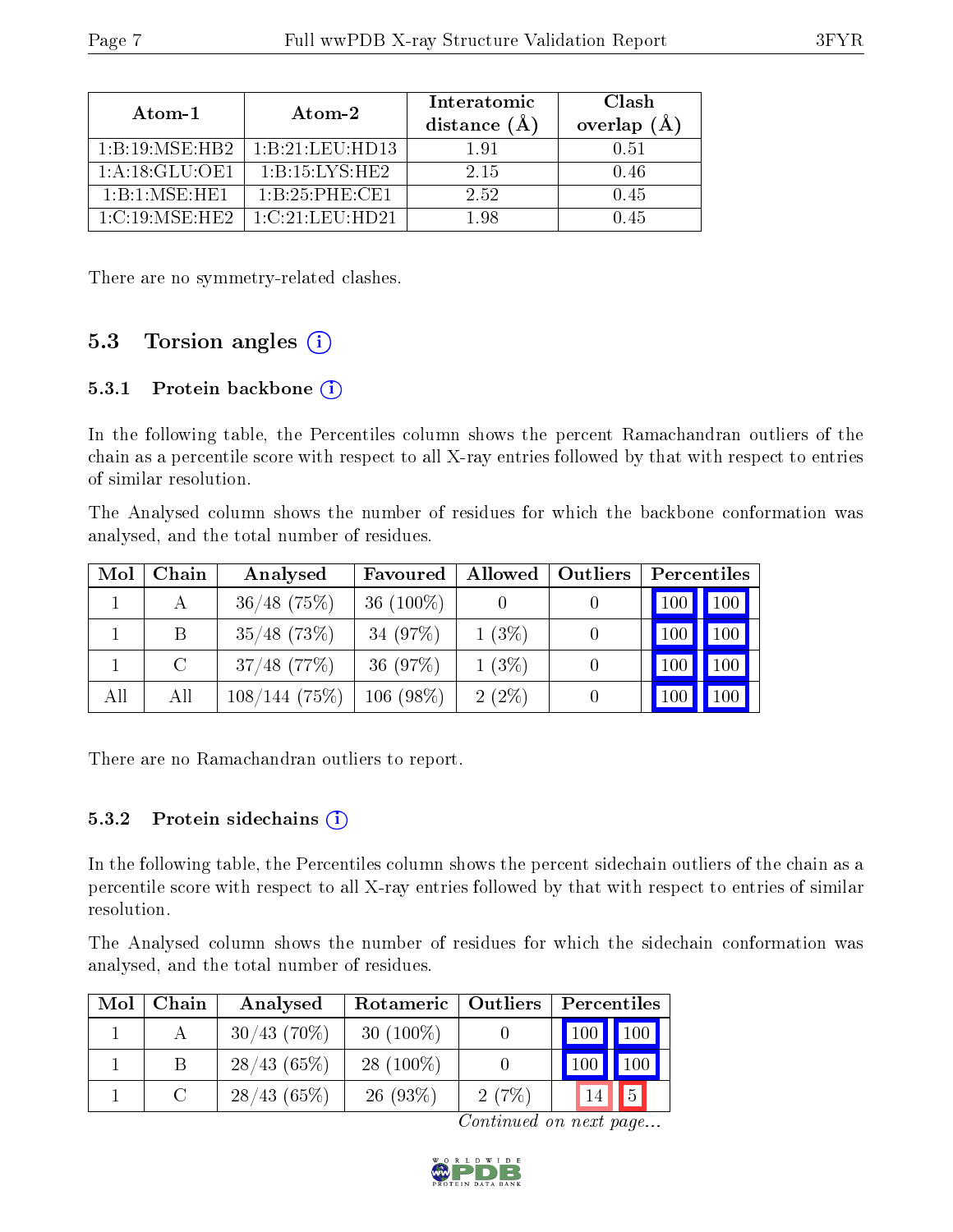| Atom-1 | Atom-2 | Interatomic distance (Å) | Clash overlap (Å) |
|---|---|---|---|
| 1:B:19:MSE:HB2 | 1:B:21:LEU:HD13 | 1.91 | 0.51 |
| 1:A:18:GLU:OE1 | 1:B:15:LYS:HE2 | 2.15 | 0.46 |
| 1:B:1:MSE:HE1 | 1:B:25:PHE:CE1 | 2.52 | 0.45 |
| 1:C:19:MSE:HE2 | 1:C:21:LEU:HD21 | 1.98 | 0.45 |

There are no symmetry-related clashes.

## 5.3 Torsion angles (i)

### 5.3.1 Protein backbone (i)

In the following table, the Percentiles column shows the percent Ramachandran outliers of the chain as a percentile score with respect to all X-ray entries followed by that with respect to entries of similar resolution.

The Analysed column shows the number of residues for which the backbone conformation was analysed, and the total number of residues.

| Mol | Chain | Analysed | Favoured | Allowed | Outliers | Percentiles | |
|---|---|---|---|---|---|---|---|
| 1 | A | 36/48 (75%) | 36 (100%) | 0 | 0 | 100 | 100 |
| 1 | B | 35/48 (73%) | 34 (97%) | 1 (3%) | 0 | 100 | 100 |
| 1 | C | 37/48 (77%) | 36 (97%) | 1 (3%) | 0 | 100 | 100 |
| All | All | 108/144 (75%) | 106 (98%) | 2 (2%) | 0 | 100 | 100 |

There are no Ramachandran outliers to report.

### 5.3.2 Protein sidechains (i)

In the following table, the Percentiles column shows the percent sidechain outliers of the chain as a percentile score with respect to all X-ray entries followed by that with respect to entries of similar resolution.

The Analysed column shows the number of residues for which the sidechain conformation was analysed, and the total number of residues.

| Mol | Chain | Analysed | Rotameric | Outliers | Percentiles | |
|---|---|---|---|---|---|---|
| 1 | A | 30/43 (70%) | 30 (100%) | 0 | 100 | 100 |
| 1 | B | 28/43 (65%) | 28 (100%) | 0 | 100 | 100 |
| 1 | C | 28/43 (65%) | 26 (93%) | 2 (7%) | 14 | 5 |

*Continued on next page...*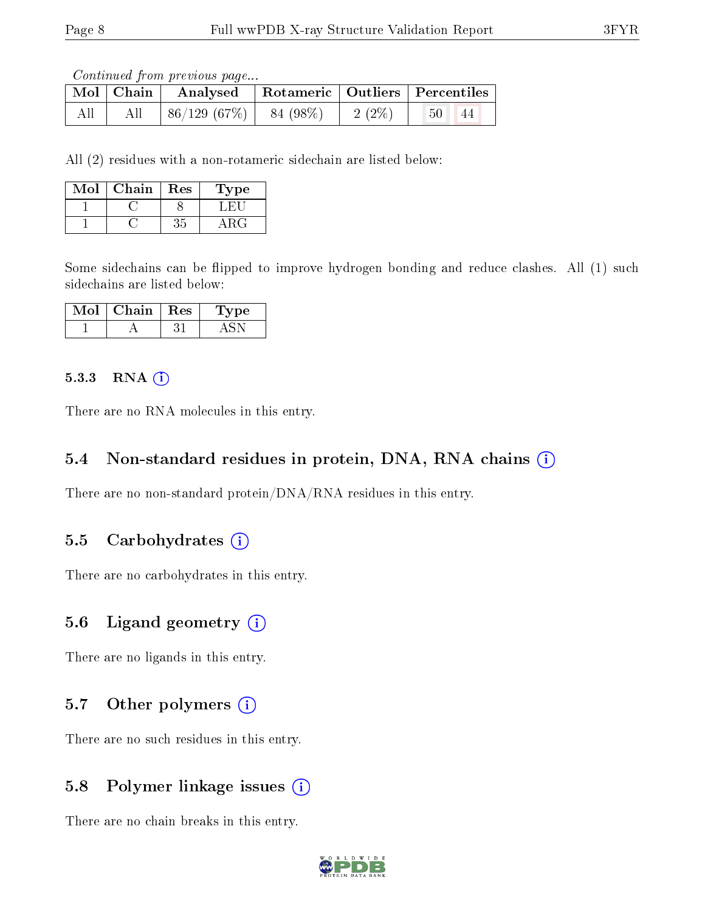*Continued from previous page...*

| Mol | Chain | Analysed | Rotameric | Outliers | Percentiles | |
|---|---|---|---|---|---|---|
| All | All | 86/129 (67%) | 84 (98%) | 2 (2%) | 50 | 44 |

All (2) residues with a non-rotameric sidechain are listed below:

| Mol | Chain | Res | Type |
|---|---|---|---|
| 1 | C | 8 | LEU |
| 1 | C | 35 | ARG |

Some sidechains can be flipped to improve hydrogen bonding and reduce clashes. All (1) such sidechains are listed below:

| Mol | Chain | Res | Type |
|---|---|---|---|
| 1 | A | 31 | ASN |

#### 5.3.3 RNA

There are no RNA molecules in this entry.

### 5.4 Non-standard residues in protein, DNA, RNA chains

There are no non-standard protein/DNA/RNA residues in this entry.

### 5.5 Carbohydrates

There are no carbohydrates in this entry.

### 5.6 Ligand geometry

There are no ligands in this entry.

### 5.7 Other polymers

There are no such residues in this entry.

### 5.8 Polymer linkage issues

There are no chain breaks in this entry.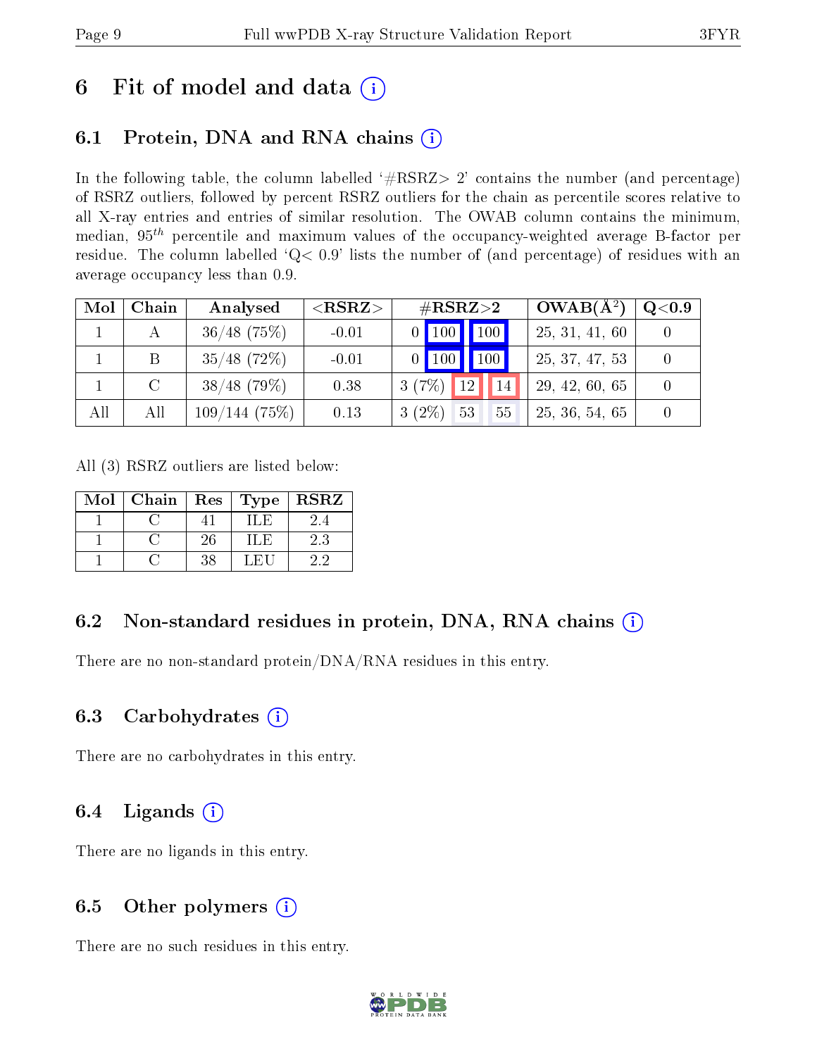# 6 Fit of model and data

## 6.1 Protein, DNA and RNA chains

In the following table, the column labelled '#RSRZ> 2' contains the number (and percentage) of RSRZ outliers, followed by percent RSRZ outliers for the chain as percentile scores relative to all X-ray entries and entries of similar resolution. The OWAB column contains the minimum, median, $95^{th}$ percentile and maximum values of the occupancy-weighted average B-factor per residue. The column labelled 'Q< 0.9' lists the number of (and percentage) of residues with an average occupancy less than 0.9.

| Mol | Chain | Analysed | <RSRZ> | #RSRZ>2 | | | OWAB(Å$^2$) | Q<0.9 |
|---|---|---|---|---|---|---|---|---|
| 1 | A | 36/48 (75%) | -0.01 | 0 | 100 | 100 | 25, 31, 41, 60 | 0 |
| 1 | B | 35/48 (72%) | -0.01 | 0 | 100 | 100 | 25, 37, 47, 53 | 0 |
| 1 | C | 38/48 (79%) | 0.38 | 3 (7%) | 12 | 14 | 29, 42, 60, 65 | 0 |
| All | All | 109/144 (75%) | 0.13 | 3 (2%) | 53 | 55 | 25, 36, 54, 65 | 0 |

All (3) RSRZ outliers are listed below:

| Mol | Chain | Res | Type | RSRZ |
|---|---|---|---|---|
| 1 | C | 41 | ILE | 2.4 |
| 1 | C | 26 | ILE | 2.3 |
| 1 | C | 38 | LEU | 2.2 |

## 6.2 Non-standard residues in protein, DNA, RNA chains

There are no non-standard protein/DNA/RNA residues in this entry.

## 6.3 Carbohydrates

There are no carbohydrates in this entry.

## 6.4 Ligands

There are no ligands in this entry.

## 6.5 Other polymers

There are no such residues in this entry.